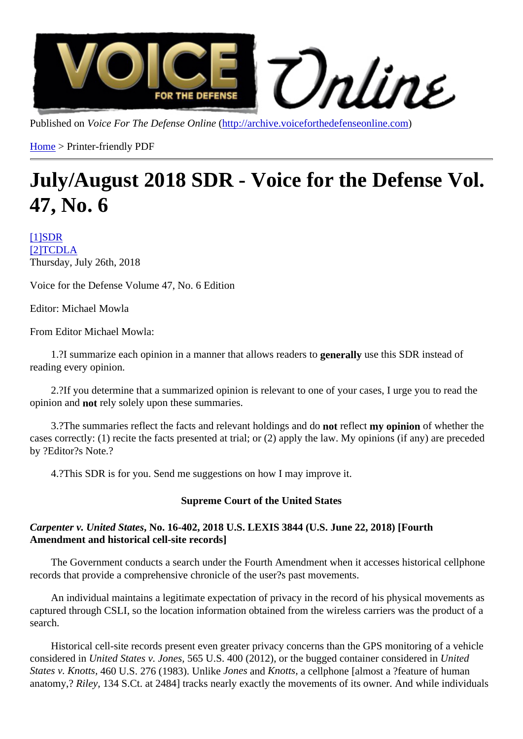Published on *Voice For The Defense Online* (http://archive.voiceforthedefenseonline.com)

Home > Printer-friendly PDF

# July/August 2018 SDR - Voice for the Defense Vol. 47, No. 6

[1]SDR
[2]TCDLA
Thursday, July 26th, 2018

Voice for the Defense Volume 47, No. 6 Edition

Editor: Michael Mowla

From Editor Michael Mowla:

1.?I summarize each opinion in a manner that allows readers to **generally** use this SDR instead of reading every opinion.

2.?If you determine that a summarized opinion is relevant to one of your cases, I urge you to read the opinion and **not** rely solely upon these summaries.

3.?The summaries reflect the facts and relevant holdings and do **not** reflect **my opinion** of whether the cases correctly: (1) recite the facts presented at trial; or (2) apply the law. My opinions (if any) are preceded by ?Editor?s Note.?

4.?This SDR is for you. Send me suggestions on how I may improve it.

**Supreme Court of the United States**

***Carpenter v. United States*, No. 16-402, 2018 U.S. LEXIS 3844 (U.S. June 22, 2018) [Fourth Amendment and historical cell-site records]**

The Government conducts a search under the Fourth Amendment when it accesses historical cellphone records that provide a comprehensive chronicle of the user?s past movements.

An individual maintains a legitimate expectation of privacy in the record of his physical movements as captured through CSLI, so the location information obtained from the wireless carriers was the product of a search.

Historical cell-site records present even greater privacy concerns than the GPS monitoring of a vehicle considered in *United States v. Jones,* 565 U.S. 400 (2012), or the bugged container considered in *United States v. Knotts,* 460 U.S. 276 (1983). Unlike *Jones* and *Knotts,* a cellphone [almost a ?feature of human anatomy,? *Riley,* 134 S.Ct. at 2484] tracks nearly exactly the movements of its owner. And while individuals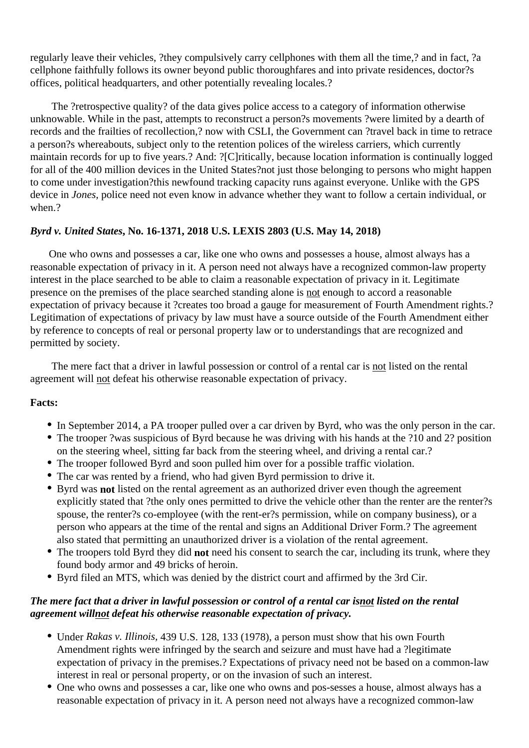regularly leave their vehicles, ?they compulsively carry cellphones with them all the time,? and in fact, ?a cellphone faithfully follows its owner beyond public thoroughfares and into private residences, doctor?s offices, political headquarters, and other potentially revealing locales.?

The ?retrospective quality? of the data gives police access to a category of information otherwise unknowable. While in the past, attempts to reconstruct a person?s movements ?were limited by a dearth of records and the frailties of recollection,? now with CSLI, the Government can ?travel back in time to retrace a person?s whereabouts, subject only to the retention polices of the wireless carriers, which currently maintain records for up to five years.? And: ?[C]ritically, because location information is continually logged for all of the 400 million devices in the United States?not just those belonging to persons who might happen to come under investigation?this newfound tracking capacity runs against everyone. Unlike with the GPS device in *Jones,* police need not even know in advance whether they want to follow a certain individual, or when.?

***Byrd v. United States*, No. 16-1371, 2018 U.S. LEXIS 2803 (U.S. May 14, 2018)**

One who owns and possesses a car, like one who owns and possesses a house, almost always has a reasonable expectation of privacy in it. A person need not always have a recognized common-law property interest in the place searched to be able to claim a reasonable expectation of privacy in it. Legitimate presence on the premises of the place searched standing alone is <u>not</u> enough to accord a reasonable expectation of privacy because it ?creates too broad a gauge for measurement of Fourth Amendment rights.? Legitimation of expectations of privacy by law must have a source outside of the Fourth Amendment either by reference to concepts of real or personal property law or to understandings that are recognized and permitted by society.

The mere fact that a driver in lawful possession or control of a rental car is <u>not</u> listed on the rental agreement will <u>not</u> defeat his otherwise reasonable expectation of privacy.

**Facts:**

- In September 2014, a PA trooper pulled over a car driven by Byrd, who was the only person in the car.
- The trooper ?was suspicious of Byrd because he was driving with his hands at the ?10 and 2? position on the steering wheel, sitting far back from the steering wheel, and driving a rental car.?
- The trooper followed Byrd and soon pulled him over for a possible traffic violation.
- The car was rented by a friend, who had given Byrd permission to drive it.
- Byrd was **not** listed on the rental agreement as an authorized driver even though the agreement explicitly stated that ?the only ones permitted to drive the vehicle other than the renter are the renter?s spouse, the renter?s co-employee (with the rent-er?s permission, while on company business), or a person who appears at the time of the rental and signs an Additional Driver Form.? The agreement also stated that permitting an unauthorized driver is a violation of the rental agreement.
- The troopers told Byrd they did **not** need his consent to search the car, including its trunk, where they found body armor and 49 bricks of heroin.
- Byrd filed an MTS, which was denied by the district court and affirmed by the 3rd Cir.

***The mere fact that a driver in lawful possession or control of a rental car is<u>not</u> listed on the rental agreement will<u>not</u> defeat his otherwise reasonable expectation of privacy.***

- Under *Rakas v. Illinois,* 439 U.S. 128, 133 (1978), a person must show that his own Fourth Amendment rights were infringed by the search and seizure and must have had a ?legitimate expectation of privacy in the premises.? Expectations of privacy need not be based on a common-law interest in real or personal property, or on the invasion of such an interest.
- One who owns and possesses a car, like one who owns and pos-sesses a house, almost always has a reasonable expectation of privacy in it. A person need not always have a recognized common-law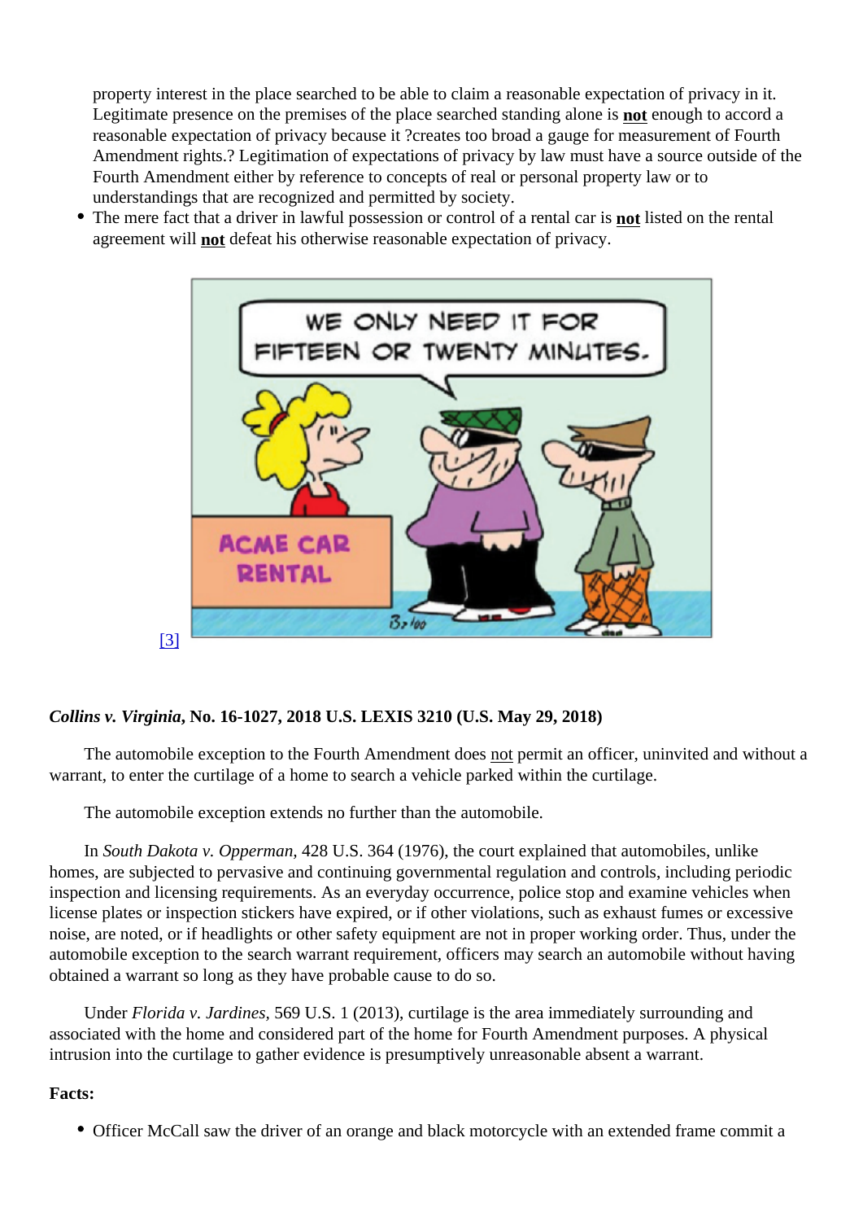property interest in the place searched to be able to claim a reasonable expectation of privacy in it. Legitimate presence on the premises of the place searched standing alone is **not** enough to accord a reasonable expectation of privacy because it ?creates too broad a gauge for measurement of Fourth Amendment rights.? Legitimation of expectations of privacy by law must have a source outside of the Fourth Amendment either by reference to concepts of real or personal property law or to understandings that are recognized and permitted by society.

- The mere fact that a driver in lawful possession or control of a rental car is **not** listed on the rental agreement will **not** defeat his otherwise reasonable expectation of privacy.

[3]

***Collins v. Virginia*, No. 16-1027, 2018 U.S. LEXIS 3210 (U.S. May 29, 2018)**

The automobile exception to the Fourth Amendment does not permit an officer, uninvited and without a warrant, to enter the curtilage of a home to search a vehicle parked within the curtilage.

The automobile exception extends no further than the automobile.

In *South Dakota v. Opperman*, 428 U.S. 364 (1976), the court explained that automobiles, unlike homes, are subjected to pervasive and continuing governmental regulation and controls, including periodic inspection and licensing requirements. As an everyday occurrence, police stop and examine vehicles when license plates or inspection stickers have expired, or if other violations, such as exhaust fumes or excessive noise, are noted, or if headlights or other safety equipment are not in proper working order. Thus, under the automobile exception to the search warrant requirement, officers may search an automobile without having obtained a warrant so long as they have probable cause to do so.

Under *Florida v. Jardines*, 569 U.S. 1 (2013), curtilage is the area immediately surrounding and associated with the home and considered part of the home for Fourth Amendment purposes. A physical intrusion into the curtilage to gather evidence is presumptively unreasonable absent a warrant.

**Facts:**

- Officer McCall saw the driver of an orange and black motorcycle with an extended frame commit a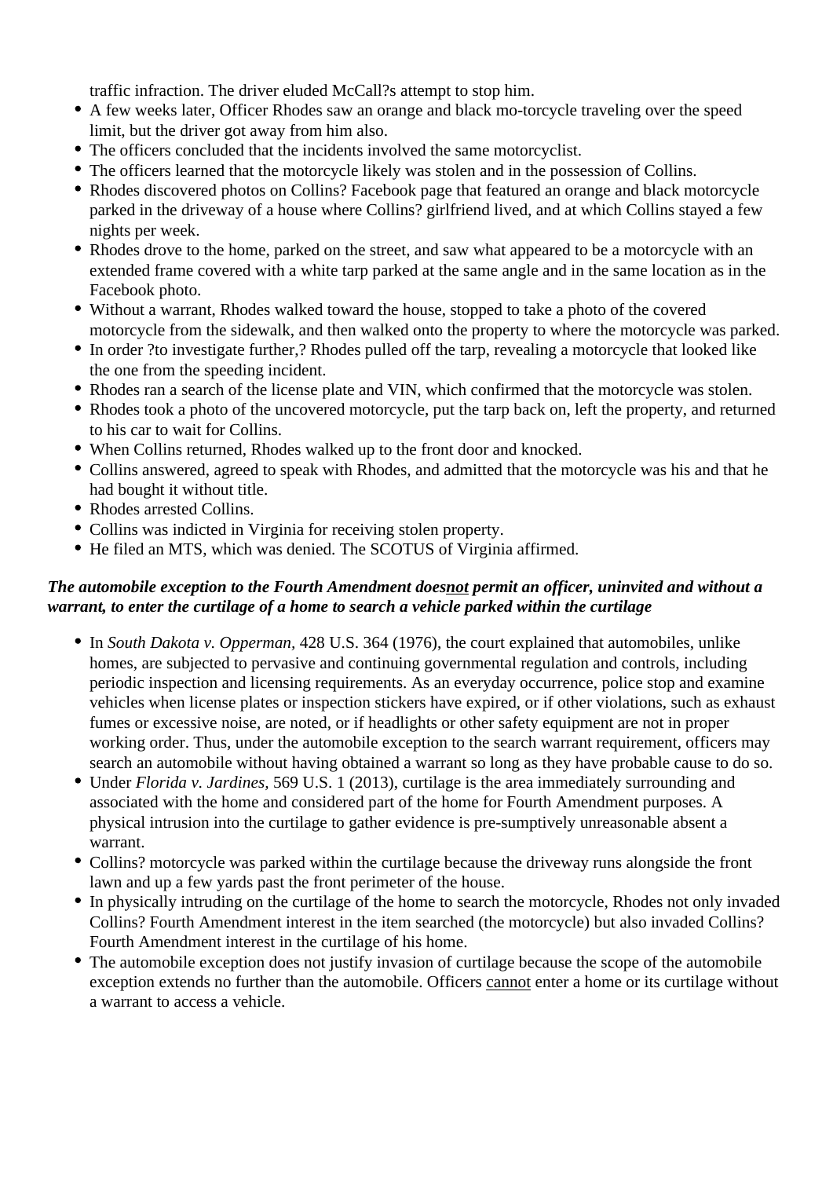traffic infraction. The driver eluded McCall?s attempt to stop him.

- A few weeks later, Officer Rhodes saw an orange and black mo-torcycle traveling over the speed limit, but the driver got away from him also.
- The officers concluded that the incidents involved the same motorcyclist.
- The officers learned that the motorcycle likely was stolen and in the possession of Collins.
- Rhodes discovered photos on Collins? Facebook page that featured an orange and black motorcycle parked in the driveway of a house where Collins? girlfriend lived, and at which Collins stayed a few nights per week.
- Rhodes drove to the home, parked on the street, and saw what appeared to be a motorcycle with an extended frame covered with a white tarp parked at the same angle and in the same location as in the Facebook photo.
- Without a warrant, Rhodes walked toward the house, stopped to take a photo of the covered motorcycle from the sidewalk, and then walked onto the property to where the motorcycle was parked.
- In order ?to investigate further,? Rhodes pulled off the tarp, revealing a motorcycle that looked like the one from the speeding incident.
- Rhodes ran a search of the license plate and VIN, which confirmed that the motorcycle was stolen.
- Rhodes took a photo of the uncovered motorcycle, put the tarp back on, left the property, and returned to his car to wait for Collins.
- When Collins returned, Rhodes walked up to the front door and knocked.
- Collins answered, agreed to speak with Rhodes, and admitted that the motorcycle was his and that he had bought it without title.
- Rhodes arrested Collins.
- Collins was indicted in Virginia for receiving stolen property.
- He filed an MTS, which was denied. The SCOTUS of Virginia affirmed.

***The automobile exception to the Fourth Amendment does<u>not</u> permit an officer, uninvited and without a warrant, to enter the curtilage of a home to search a vehicle parked within the curtilage***

- In *South Dakota v. Opperman,* 428 U.S. 364 (1976), the court explained that automobiles, unlike homes, are subjected to pervasive and continuing governmental regulation and controls, including periodic inspection and licensing requirements. As an everyday occurrence, police stop and examine vehicles when license plates or inspection stickers have expired, or if other violations, such as exhaust fumes or excessive noise, are noted, or if headlights or other safety equipment are not in proper working order. Thus, under the automobile exception to the search warrant requirement, officers may search an automobile without having obtained a warrant so long as they have probable cause to do so.
- Under *Florida v. Jardines,* 569 U.S. 1 (2013), curtilage is the area immediately surrounding and associated with the home and considered part of the home for Fourth Amendment purposes. A physical intrusion into the curtilage to gather evidence is pre-sumptively unreasonable absent a warrant.
- Collins? motorcycle was parked within the curtilage because the driveway runs alongside the front lawn and up a few yards past the front perimeter of the house.
- In physically intruding on the curtilage of the home to search the motorcycle, Rhodes not only invaded Collins? Fourth Amendment interest in the item searched (the motorcycle) but also invaded Collins? Fourth Amendment interest in the curtilage of his home.
- The automobile exception does not justify invasion of curtilage because the scope of the automobile exception extends no further than the automobile. Officers <u>cannot</u> enter a home or its curtilage without a warrant to access a vehicle.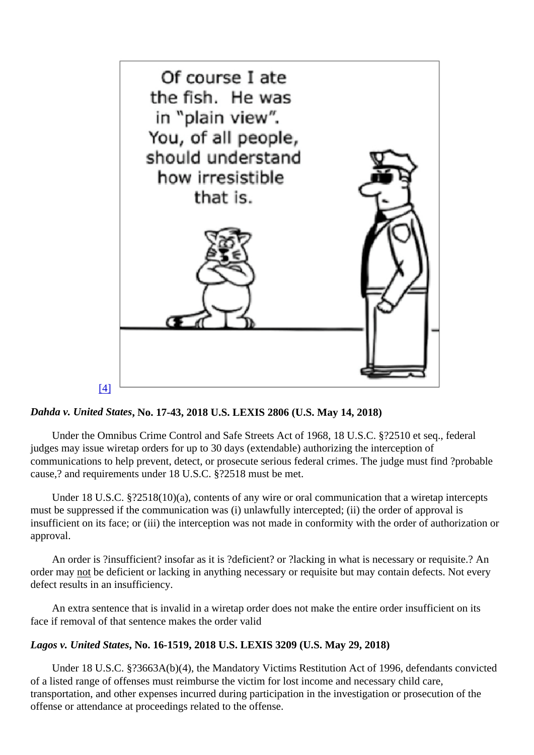[4]

***Dahda v. United States*, No. 17-43, 2018 U.S. LEXIS 2806 (U.S. May 14, 2018)**

Under the Omnibus Crime Control and Safe Streets Act of 1968, 18 U.S.C. §?2510 et seq., federal judges may issue wiretap orders for up to 30 days (extendable) authorizing the interception of communications to help prevent, detect, or prosecute serious federal crimes. The judge must find ?probable cause,? and requirements under 18 U.S.C. §?2518 must be met.

Under 18 U.S.C. §?2518(10)(a), contents of any wire or oral communication that a wiretap intercepts must be suppressed if the communication was (i) unlawfully intercepted; (ii) the order of approval is insufficient on its face; or (iii) the interception was not made in conformity with the order of authorization or approval.

An order is ?insufficient? insofar as it is ?deficient? or ?lacking in what is necessary or requisite.? An order may not be deficient or lacking in anything necessary or requisite but may contain defects. Not every defect results in an insufficiency.

An extra sentence that is invalid in a wiretap order does not make the entire order insufficient on its face if removal of that sentence makes the order valid

***Lagos v. United States*, No. 16-1519, 2018 U.S. LEXIS 3209 (U.S. May 29, 2018)**

Under 18 U.S.C. §?3663A(b)(4), the Mandatory Victims Restitution Act of 1996, defendants convicted of a listed range of offenses must reimburse the victim for lost income and necessary child care, transportation, and other expenses incurred during participation in the investigation or prosecution of the offense or attendance at proceedings related to the offense.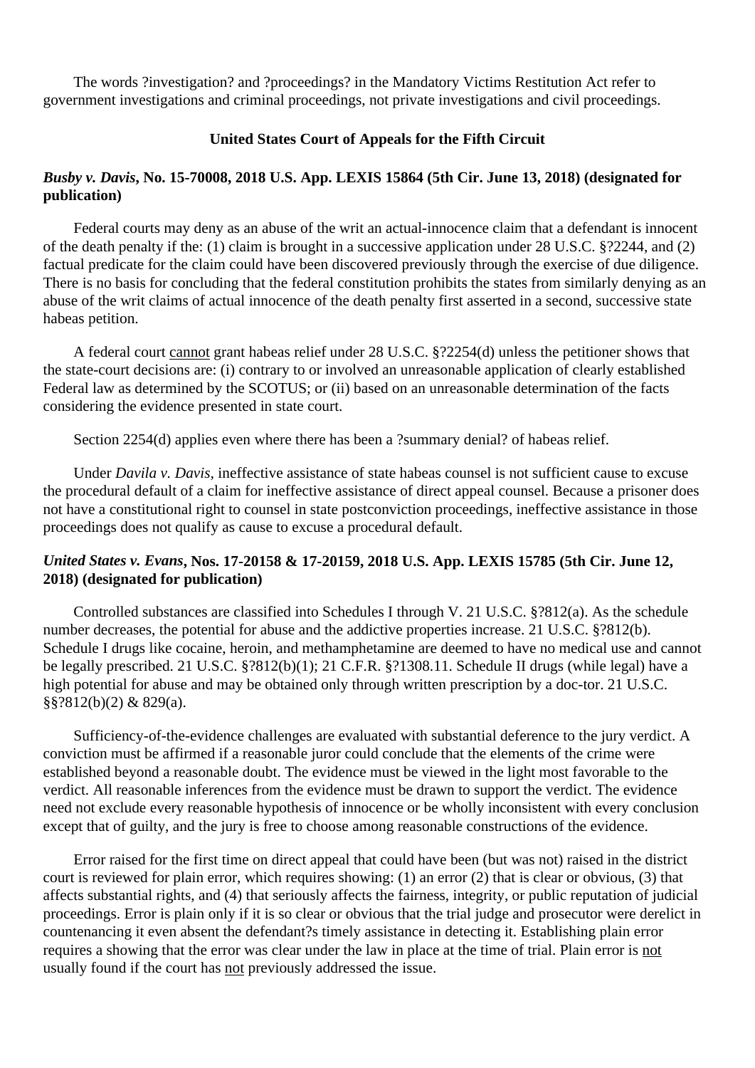The words ?investigation? and ?proceedings? in the Mandatory Victims Restitution Act refer to government investigations and criminal proceedings, not private investigations and civil proceedings.

## United States Court of Appeals for the Fifth Circuit

### *Busby v. Davis*, No. 15-70008, 2018 U.S. App. LEXIS 15864 (5th Cir. June 13, 2018) (designated for publication)

Federal courts may deny as an abuse of the writ an actual-innocence claim that a defendant is innocent of the death penalty if the: (1) claim is brought in a successive application under 28 U.S.C. §?2244, and (2) factual predicate for the claim could have been discovered previously through the exercise of due diligence. There is no basis for concluding that the federal constitution prohibits the states from similarly denying as an abuse of the writ claims of actual innocence of the death penalty first asserted in a second, successive state habeas petition.

A federal court <u>cannot</u> grant habeas relief under 28 U.S.C. §?2254(d) unless the petitioner shows that the state-court decisions are: (i) contrary to or involved an unreasonable application of clearly established Federal law as determined by the SCOTUS; or (ii) based on an unreasonable determination of the facts considering the evidence presented in state court.

Section 2254(d) applies even where there has been a ?summary denial? of habeas relief.

Under *Davila v. Davis*, ineffective assistance of state habeas counsel is not sufficient cause to excuse the procedural default of a claim for ineffective assistance of direct appeal counsel. Because a prisoner does not have a constitutional right to counsel in state postconviction proceedings, ineffective assistance in those proceedings does not qualify as cause to excuse a procedural default.

### *United States v. Evans*, Nos. 17-20158 & 17-20159, 2018 U.S. App. LEXIS 15785 (5th Cir. June 12, 2018) (designated for publication)

Controlled substances are classified into Schedules I through V. 21 U.S.C. §?812(a). As the schedule number decreases, the potential for abuse and the addictive properties increase. 21 U.S.C. §?812(b). Schedule I drugs like cocaine, heroin, and methamphetamine are deemed to have no medical use and cannot be legally prescribed. 21 U.S.C. §?812(b)(1); 21 C.F.R. §?1308.11. Schedule II drugs (while legal) have a high potential for abuse and may be obtained only through written prescription by a doc-tor. 21 U.S.C. §§?812(b)(2) & 829(a).

Sufficiency-of-the-evidence challenges are evaluated with substantial deference to the jury verdict. A conviction must be affirmed if a reasonable juror could conclude that the elements of the crime were established beyond a reasonable doubt. The evidence must be viewed in the light most favorable to the verdict. All reasonable inferences from the evidence must be drawn to support the verdict. The evidence need not exclude every reasonable hypothesis of innocence or be wholly inconsistent with every conclusion except that of guilty, and the jury is free to choose among reasonable constructions of the evidence.

Error raised for the first time on direct appeal that could have been (but was not) raised in the district court is reviewed for plain error, which requires showing: (1) an error (2) that is clear or obvious, (3) that affects substantial rights, and (4) that seriously affects the fairness, integrity, or public reputation of judicial proceedings. Error is plain only if it is so clear or obvious that the trial judge and prosecutor were derelict in countenancing it even absent the defendant?s timely assistance in detecting it. Establishing plain error requires a showing that the error was clear under the law in place at the time of trial. Plain error is <u>not</u> usually found if the court has <u>not</u> previously addressed the issue.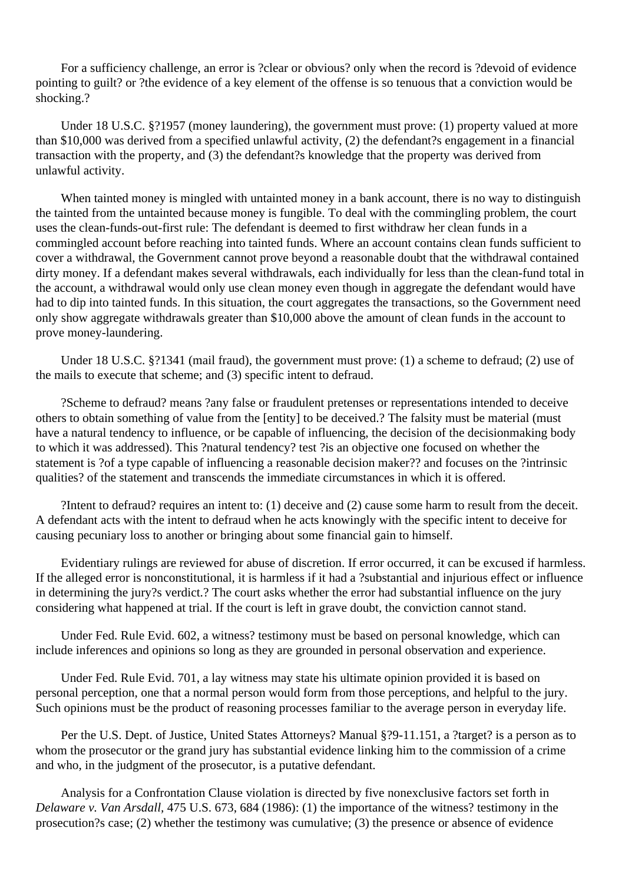For a sufficiency challenge, an error is ?clear or obvious? only when the record is ?devoid of evidence pointing to guilt? or ?the evidence of a key element of the offense is so tenuous that a conviction would be shocking.?

Under 18 U.S.C. §?1957 (money laundering), the government must prove: (1) property valued at more than $10,000 was derived from a specified unlawful activity, (2) the defendant?s engagement in a financial transaction with the property, and (3) the defendant?s knowledge that the property was derived from unlawful activity.

When tainted money is mingled with untainted money in a bank account, there is no way to distinguish the tainted from the untainted because money is fungible. To deal with the commingling problem, the court uses the clean-funds-out-first rule: The defendant is deemed to first withdraw her clean funds in a commingled account before reaching into tainted funds. Where an account contains clean funds sufficient to cover a withdrawal, the Government cannot prove beyond a reasonable doubt that the withdrawal contained dirty money. If a defendant makes several withdrawals, each individually for less than the clean-fund total in the account, a withdrawal would only use clean money even though in aggregate the defendant would have had to dip into tainted funds. In this situation, the court aggregates the transactions, so the Government need only show aggregate withdrawals greater than $10,000 above the amount of clean funds in the account to prove money-laundering.

Under 18 U.S.C. §?1341 (mail fraud), the government must prove: (1) a scheme to defraud; (2) use of the mails to execute that scheme; and (3) specific intent to defraud.

?Scheme to defraud? means ?any false or fraudulent pretenses or representations intended to deceive others to obtain something of value from the [entity] to be deceived.? The falsity must be material (must have a natural tendency to influence, or be capable of influencing, the decision of the decisionmaking body to which it was addressed). This ?natural tendency? test ?is an objective one focused on whether the statement is ?of a type capable of influencing a reasonable decision maker?? and focuses on the ?intrinsic qualities? of the statement and transcends the immediate circumstances in which it is offered.

?Intent to defraud? requires an intent to: (1) deceive and (2) cause some harm to result from the deceit. A defendant acts with the intent to defraud when he acts knowingly with the specific intent to deceive for causing pecuniary loss to another or bringing about some financial gain to himself.

Evidentiary rulings are reviewed for abuse of discretion. If error occurred, it can be excused if harmless. If the alleged error is nonconstitutional, it is harmless if it had a ?substantial and injurious effect or influence in determining the jury?s verdict.? The court asks whether the error had substantial influence on the jury considering what happened at trial. If the court is left in grave doubt, the conviction cannot stand.

Under Fed. Rule Evid. 602, a witness? testimony must be based on personal knowledge, which can include inferences and opinions so long as they are grounded in personal observation and experience.

Under Fed. Rule Evid. 701, a lay witness may state his ultimate opinion provided it is based on personal perception, one that a normal person would form from those perceptions, and helpful to the jury. Such opinions must be the product of reasoning processes familiar to the average person in everyday life.

Per the U.S. Dept. of Justice, United States Attorneys? Manual §?9-11.151, a ?target? is a person as to whom the prosecutor or the grand jury has substantial evidence linking him to the commission of a crime and who, in the judgment of the prosecutor, is a putative defendant.

Analysis for a Confrontation Clause violation is directed by five nonexclusive factors set forth in *Delaware v. Van Arsdall,* 475 U.S. 673, 684 (1986): (1) the importance of the witness? testimony in the prosecution?s case; (2) whether the testimony was cumulative; (3) the presence or absence of evidence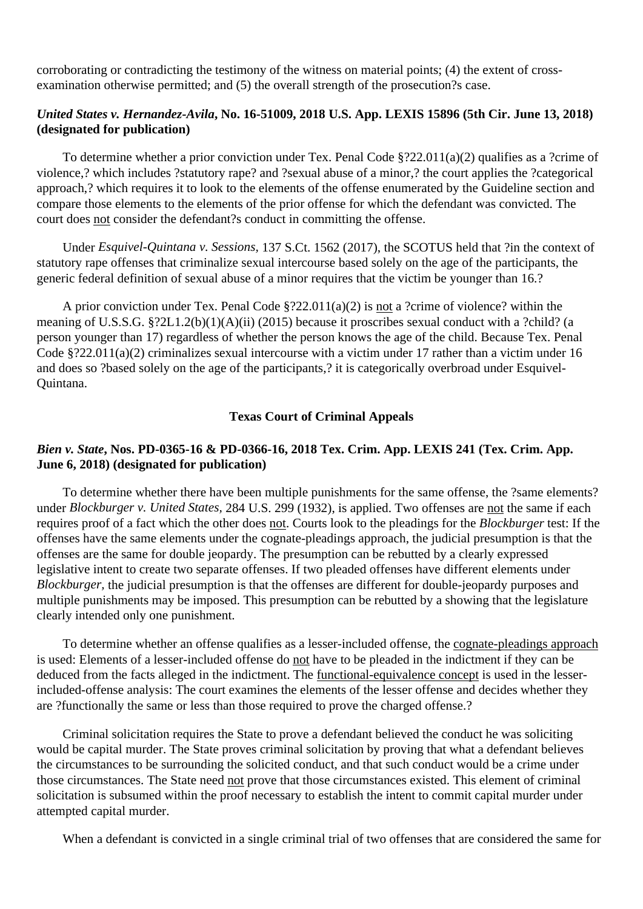corroborating or contradicting the testimony of the witness on material points; (4) the extent of cross-examination otherwise permitted; and (5) the overall strength of the prosecution?s case.

***United States v. Hernandez-Avila*, No. 16-51009, 2018 U.S. App. LEXIS 15896 (5th Cir. June 13, 2018) (designated for publication)**

To determine whether a prior conviction under Tex. Penal Code §?22.011(a)(2) qualifies as a ?crime of violence,? which includes ?statutory rape? and ?sexual abuse of a minor,? the court applies the ?categorical approach,? which requires it to look to the elements of the offense enumerated by the Guideline section and compare those elements to the elements of the prior offense for which the defendant was convicted. The court does not consider the defendant?s conduct in committing the offense.

Under *Esquivel-Quintana v. Sessions,* 137 S.Ct. 1562 (2017), the SCOTUS held that ?in the context of statutory rape offenses that criminalize sexual intercourse based solely on the age of the participants, the generic federal definition of sexual abuse of a minor requires that the victim be younger than 16.?

A prior conviction under Tex. Penal Code §?22.011(a)(2) is not a ?crime of violence? within the meaning of U.S.S.G. §?2L1.2(b)(1)(A)(ii) (2015) because it proscribes sexual conduct with a ?child? (a person younger than 17) regardless of whether the person knows the age of the child. Because Tex. Penal Code §?22.011(a)(2) criminalizes sexual intercourse with a victim under 17 rather than a victim under 16 and does so ?based solely on the age of the participants,? it is categorically overbroad under Esquivel-Quintana.

## Texas Court of Criminal Appeals

***Bien v. State*, Nos. PD-0365-16 & PD-0366-16, 2018 Tex. Crim. App. LEXIS 241 (Tex. Crim. App. June 6, 2018) (designated for publication)**

To determine whether there have been multiple punishments for the same offense, the ?same elements? under *Blockburger v. United States,* 284 U.S. 299 (1932), is applied. Two offenses are not the same if each requires proof of a fact which the other does not. Courts look to the pleadings for the *Blockburger* test: If the offenses have the same elements under the cognate-pleadings approach, the judicial presumption is that the offenses are the same for double jeopardy. The presumption can be rebutted by a clearly expressed legislative intent to create two separate offenses. If two pleaded offenses have different elements under *Blockburger,* the judicial presumption is that the offenses are different for double-jeopardy purposes and multiple punishments may be imposed. This presumption can be rebutted by a showing that the legislature clearly intended only one punishment.

To determine whether an offense qualifies as a lesser-included offense, the cognate-pleadings approach is used: Elements of a lesser-included offense do not have to be pleaded in the indictment if they can be deduced from the facts alleged in the indictment. The functional-equivalence concept is used in the lesser-included-offense analysis: The court examines the elements of the lesser offense and decides whether they are ?functionally the same or less than those required to prove the charged offense.?

Criminal solicitation requires the State to prove a defendant believed the conduct he was soliciting would be capital murder. The State proves criminal solicitation by proving that what a defendant believes the circumstances to be surrounding the solicited conduct, and that such conduct would be a crime under those circumstances. The State need not prove that those circumstances existed. This element of criminal solicitation is subsumed within the proof necessary to establish the intent to commit capital murder under attempted capital murder.

When a defendant is convicted in a single criminal trial of two offenses that are considered the same for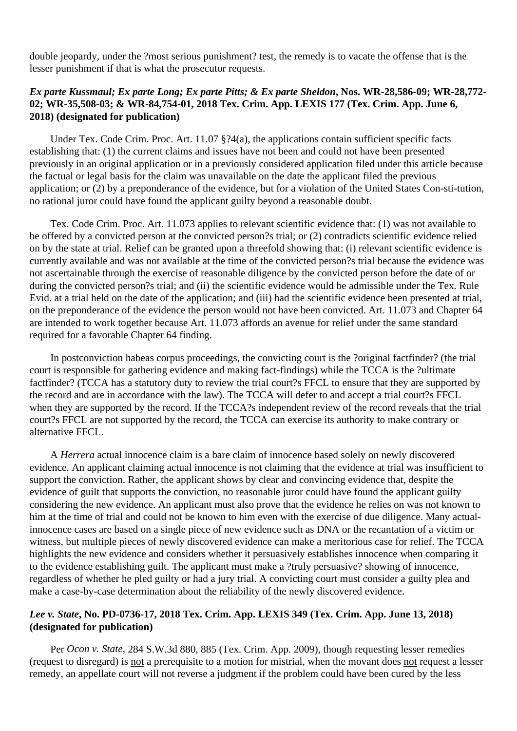double jeopardy, under the ?most serious punishment? test, the remedy is to vacate the offense that is the lesser punishment if that is what the prosecutor requests.

***Ex parte Kussmaul; Ex parte Long; Ex parte Pitts; & Ex parte Sheldon*, Nos. WR-28,586-09; WR-28,772-02; WR-35,508-03; & WR-84,754-01, 2018 Tex. Crim. App. LEXIS 177 (Tex. Crim. App. June 6, 2018) (designated for publication)**

Under Tex. Code Crim. Proc. Art. 11.07 §?4(a), the applications contain sufficient specific facts establishing that: (1) the current claims and issues have not been and could not have been presented previously in an original application or in a previously considered application filed under this article because the factual or legal basis for the claim was unavailable on the date the applicant filed the previous application; or (2) by a preponderance of the evidence, but for a violation of the United States Con-sti-tution, no rational juror could have found the applicant guilty beyond a reasonable doubt.

Tex. Code Crim. Proc. Art. 11.073 applies to relevant scientific evidence that: (1) was not available to be offered by a convicted person at the convicted person?s trial; or (2) contradicts scientific evidence relied on by the state at trial. Relief can be granted upon a threefold showing that: (i) relevant scientific evidence is currently available and was not available at the time of the convicted person?s trial because the evidence was not ascertainable through the exercise of reasonable diligence by the convicted person before the date of or during the convicted person?s trial; and (ii) the scientific evidence would be admissible under the Tex. Rule Evid. at a trial held on the date of the application; and (iii) had the scientific evidence been presented at trial, on the preponderance of the evidence the person would not have been convicted. Art. 11.073 and Chapter 64 are intended to work together because Art. 11.073 affords an avenue for relief under the same standard required for a favorable Chapter 64 finding.

In postconviction habeas corpus proceedings, the convicting court is the ?original factfinder? (the trial court is responsible for gathering evidence and making fact-findings) while the TCCA is the ?ultimate factfinder? (TCCA has a statutory duty to review the trial court?s FFCL to ensure that they are supported by the record and are in accordance with the law). The TCCA will defer to and accept a trial court?s FFCL when they are supported by the record. If the TCCA?s independent review of the record reveals that the trial court?s FFCL are not supported by the record, the TCCA can exercise its authority to make contrary or alternative FFCL.

A *Herrera* actual innocence claim is a bare claim of innocence based solely on newly discovered evidence. An applicant claiming actual innocence is not claiming that the evidence at trial was insufficient to support the conviction. Rather, the applicant shows by clear and convincing evidence that, despite the evidence of guilt that supports the conviction, no reasonable juror could have found the applicant guilty considering the new evidence. An applicant must also prove that the evidence he relies on was not known to him at the time of trial and could not be known to him even with the exercise of due diligence. Many actual-innocence cases are based on a single piece of new evidence such as DNA or the recantation of a victim or witness, but multiple pieces of newly discovered evidence can make a meritorious case for relief. The TCCA highlights the new evidence and considers whether it persuasively establishes innocence when comparing it to the evidence establishing guilt. The applicant must make a ?truly persuasive? showing of innocence, regardless of whether he pled guilty or had a jury trial. A convicting court must consider a guilty plea and make a case-by-case determination about the reliability of the newly discovered evidence.

***Lee v. State*, No. PD-0736-17, 2018 Tex. Crim. App. LEXIS 349 (Tex. Crim. App. June 13, 2018) (designated for publication)**

Per *Ocon v. State,* 284 S.W.3d 880, 885 (Tex. Crim. App. 2009), though requesting lesser remedies (request to disregard) is not a prerequisite to a motion for mistrial, when the movant does not request a lesser remedy, an appellate court will not reverse a judgment if the problem could have been cured by the less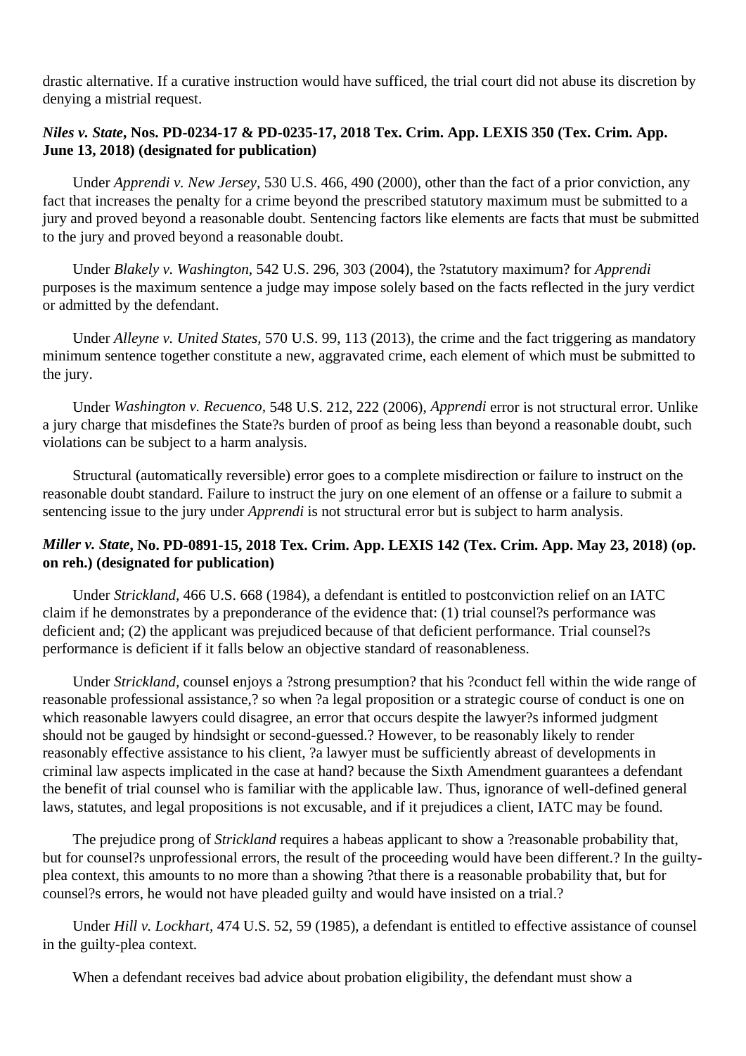drastic alternative. If a curative instruction would have sufficed, the trial court did not abuse its discretion by denying a mistrial request.

### *Niles v. State*, Nos. PD-0234-17 & PD-0235-17, 2018 Tex. Crim. App. LEXIS 350 (Tex. Crim. App. June 13, 2018) (designated for publication)

Under *Apprendi v. New Jersey*, 530 U.S. 466, 490 (2000), other than the fact of a prior conviction, any fact that increases the penalty for a crime beyond the prescribed statutory maximum must be submitted to a jury and proved beyond a reasonable doubt. Sentencing factors like elements are facts that must be submitted to the jury and proved beyond a reasonable doubt.

Under *Blakely v. Washington*, 542 U.S. 296, 303 (2004), the ?statutory maximum? for *Apprendi* purposes is the maximum sentence a judge may impose solely based on the facts reflected in the jury verdict or admitted by the defendant.

Under *Alleyne v. United States*, 570 U.S. 99, 113 (2013), the crime and the fact triggering as mandatory minimum sentence together constitute a new, aggravated crime, each element of which must be submitted to the jury.

Under *Washington v. Recuenco*, 548 U.S. 212, 222 (2006), *Apprendi* error is not structural error. Unlike a jury charge that misdefines the State?s burden of proof as being less than beyond a reasonable doubt, such violations can be subject to a harm analysis.

Structural (automatically reversible) error goes to a complete misdirection or failure to instruct on the reasonable doubt standard. Failure to instruct the jury on one element of an offense or a failure to submit a sentencing issue to the jury under *Apprendi* is not structural error but is subject to harm analysis.

### *Miller v. State*, No. PD-0891-15, 2018 Tex. Crim. App. LEXIS 142 (Tex. Crim. App. May 23, 2018) (op. on reh.) (designated for publication)

Under *Strickland*, 466 U.S. 668 (1984), a defendant is entitled to postconviction relief on an IATC claim if he demonstrates by a preponderance of the evidence that: (1) trial counsel?s performance was deficient and; (2) the applicant was prejudiced because of that deficient performance. Trial counsel?s performance is deficient if it falls below an objective standard of reasonableness.

Under *Strickland*, counsel enjoys a ?strong presumption? that his ?conduct fell within the wide range of reasonable professional assistance,? so when ?a legal proposition or a strategic course of conduct is one on which reasonable lawyers could disagree, an error that occurs despite the lawyer?s informed judgment should not be gauged by hindsight or second-guessed.? However, to be reasonably likely to render reasonably effective assistance to his client, ?a lawyer must be sufficiently abreast of developments in criminal law aspects implicated in the case at hand? because the Sixth Amendment guarantees a defendant the benefit of trial counsel who is familiar with the applicable law. Thus, ignorance of well-defined general laws, statutes, and legal propositions is not excusable, and if it prejudices a client, IATC may be found.

The prejudice prong of *Strickland* requires a habeas applicant to show a ?reasonable probability that, but for counsel?s unprofessional errors, the result of the proceeding would have been different.? In the guilty-plea context, this amounts to no more than a showing ?that there is a reasonable probability that, but for counsel?s errors, he would not have pleaded guilty and would have insisted on a trial.?

Under *Hill v. Lockhart*, 474 U.S. 52, 59 (1985), a defendant is entitled to effective assistance of counsel in the guilty-plea context.

When a defendant receives bad advice about probation eligibility, the defendant must show a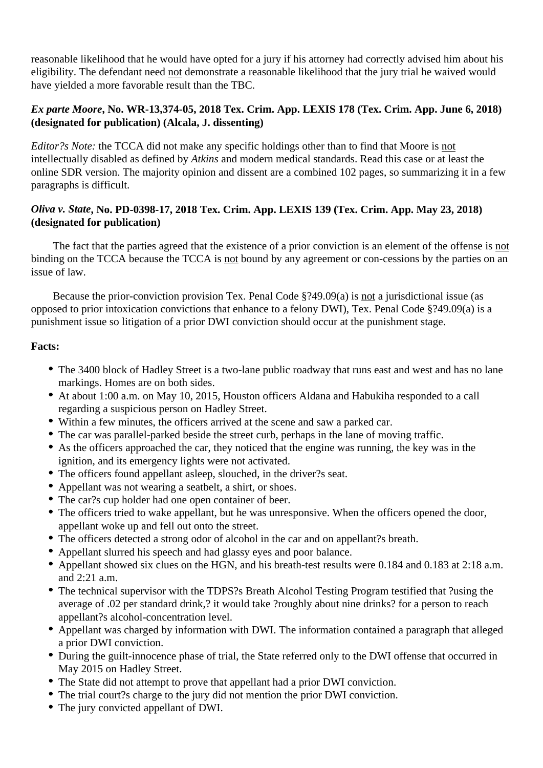reasonable likelihood that he would have opted for a jury if his attorney had correctly advised him about his eligibility. The defendant need not demonstrate a reasonable likelihood that the jury trial he waived would have yielded a more favorable result than the TBC.

***Ex parte Moore*, No. WR-13,374-05, 2018 Tex. Crim. App. LEXIS 178 (Tex. Crim. App. June 6, 2018) (designated for publication) (Alcala, J. dissenting)**

*Editor?s Note:* the TCCA did not make any specific holdings other than to find that Moore is not intellectually disabled as defined by *Atkins* and modern medical standards. Read this case or at least the online SDR version. The majority opinion and dissent are a combined 102 pages, so summarizing it in a few paragraphs is difficult.

***Oliva v. State*, No. PD-0398-17, 2018 Tex. Crim. App. LEXIS 139 (Tex. Crim. App. May 23, 2018) (designated for publication)**

The fact that the parties agreed that the existence of a prior conviction is an element of the offense is not binding on the TCCA because the TCCA is not bound by any agreement or con-cessions by the parties on an issue of law.

Because the prior-conviction provision Tex. Penal Code §?49.09(a) is not a jurisdictional issue (as opposed to prior intoxication convictions that enhance to a felony DWI), Tex. Penal Code §?49.09(a) is a punishment issue so litigation of a prior DWI conviction should occur at the punishment stage.

**Facts:**

- The 3400 block of Hadley Street is a two-lane public roadway that runs east and west and has no lane markings. Homes are on both sides.
- At about 1:00 a.m. on May 10, 2015, Houston officers Aldana and Habukiha responded to a call regarding a suspicious person on Hadley Street.
- Within a few minutes, the officers arrived at the scene and saw a parked car.
- The car was parallel-parked beside the street curb, perhaps in the lane of moving traffic.
- As the officers approached the car, they noticed that the engine was running, the key was in the ignition, and its emergency lights were not activated.
- The officers found appellant asleep, slouched, in the driver?s seat.
- Appellant was not wearing a seatbelt, a shirt, or shoes.
- The car?s cup holder had one open container of beer.
- The officers tried to wake appellant, but he was unresponsive. When the officers opened the door, appellant woke up and fell out onto the street.
- The officers detected a strong odor of alcohol in the car and on appellant?s breath.
- Appellant slurred his speech and had glassy eyes and poor balance.
- Appellant showed six clues on the HGN, and his breath-test results were 0.184 and 0.183 at 2:18 a.m. and 2:21 a.m.
- The technical supervisor with the TDPS?s Breath Alcohol Testing Program testified that ?using the average of .02 per standard drink,? it would take ?roughly about nine drinks? for a person to reach appellant?s alcohol-concentration level.
- Appellant was charged by information with DWI. The information contained a paragraph that alleged a prior DWI conviction.
- During the guilt-innocence phase of trial, the State referred only to the DWI offense that occurred in May 2015 on Hadley Street.
- The State did not attempt to prove that appellant had a prior DWI conviction.
- The trial court?s charge to the jury did not mention the prior DWI conviction.
- The jury convicted appellant of DWI.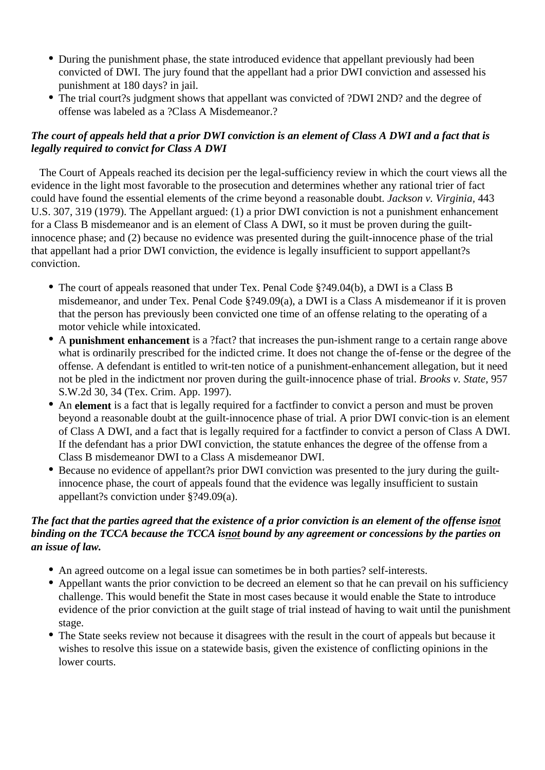- During the punishment phase, the state introduced evidence that appellant previously had been convicted of DWI. The jury found that the appellant had a prior DWI conviction and assessed his punishment at 180 days? in jail.
- The trial court?s judgment shows that appellant was convicted of ?DWI 2ND? and the degree of offense was labeled as a ?Class A Misdemeanor.?

***The court of appeals held that a prior DWI conviction is an element of Class A DWI and a fact that is legally required to convict for Class A DWI***

The Court of Appeals reached its decision per the legal-sufficiency review in which the court views all the evidence in the light most favorable to the prosecution and determines whether any rational trier of fact could have found the essential elements of the crime beyond a reasonable doubt. *Jackson v. Virginia*, 443 U.S. 307, 319 (1979). The Appellant argued: (1) a prior DWI conviction is not a punishment enhancement for a Class B misdemeanor and is an element of Class A DWI, so it must be proven during the guilt-innocence phase; and (2) because no evidence was presented during the guilt-innocence phase of the trial that appellant had a prior DWI conviction, the evidence is legally insufficient to support appellant?s conviction.

- The court of appeals reasoned that under Tex. Penal Code §?49.04(b), a DWI is a Class B misdemeanor, and under Tex. Penal Code §?49.09(a), a DWI is a Class A misdemeanor if it is proven that the person has previously been convicted one time of an offense relating to the operating of a motor vehicle while intoxicated.
- A **punishment enhancement** is a ?fact? that increases the pun-ishment range to a certain range above what is ordinarily prescribed for the indicted crime. It does not change the of-fense or the degree of the offense. A defendant is entitled to writ-ten notice of a punishment-enhancement allegation, but it need not be pled in the indictment nor proven during the guilt-innocence phase of trial. *Brooks v. State,* 957 S.W.2d 30, 34 (Tex. Crim. App. 1997).
- An **element** is a fact that is legally required for a factfinder to convict a person and must be proven beyond a reasonable doubt at the guilt-innocence phase of trial. A prior DWI convic-tion is an element of Class A DWI, and a fact that is legally required for a factfinder to convict a person of Class A DWI. If the defendant has a prior DWI conviction, the statute enhances the degree of the offense from a Class B misdemeanor DWI to a Class A misdemeanor DWI.
- Because no evidence of appellant?s prior DWI conviction was presented to the jury during the guilt-innocence phase, the court of appeals found that the evidence was legally insufficient to sustain appellant?s conviction under §?49.09(a).

***The fact that the parties agreed that the existence of a prior conviction is an element of the offense is <u>not</u> binding on the TCCA because the TCCA is <u>not</u> bound by any agreement or concessions by the parties on an issue of law.***

- An agreed outcome on a legal issue can sometimes be in both parties? self-interests.
- Appellant wants the prior conviction to be decreed an element so that he can prevail on his sufficiency challenge. This would benefit the State in most cases because it would enable the State to introduce evidence of the prior conviction at the guilt stage of trial instead of having to wait until the punishment stage.
- The State seeks review not because it disagrees with the result in the court of appeals but because it wishes to resolve this issue on a statewide basis, given the existence of conflicting opinions in the lower courts.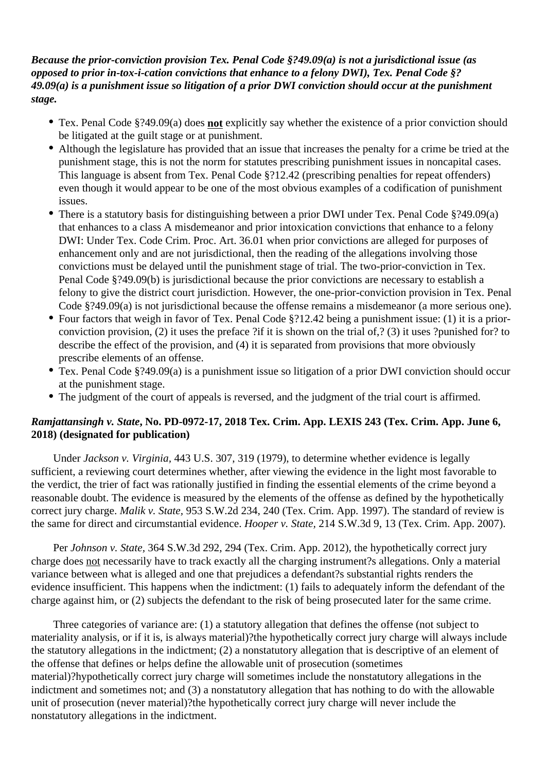***Because the prior-conviction provision Tex. Penal Code §?49.09(a) is not a jurisdictional issue (as opposed to prior in-tox-i-cation convictions that enhance to a felony DWI), Tex. Penal Code §?49.09(a) is a punishment issue so litigation of a prior DWI conviction should occur at the punishment stage.***

- Tex. Penal Code §?49.09(a) does **not** explicitly say whether the existence of a prior conviction should be litigated at the guilt stage or at punishment.
- Although the legislature has provided that an issue that increases the penalty for a crime be tried at the punishment stage, this is not the norm for statutes prescribing punishment issues in noncapital cases. This language is absent from Tex. Penal Code §?12.42 (prescribing penalties for repeat offenders) even though it would appear to be one of the most obvious examples of a codification of punishment issues.
- There is a statutory basis for distinguishing between a prior DWI under Tex. Penal Code §?49.09(a) that enhances to a class A misdemeanor and prior intoxication convictions that enhance to a felony DWI: Under Tex. Code Crim. Proc. Art. 36.01 when prior convictions are alleged for purposes of enhancement only and are not jurisdictional, then the reading of the allegations involving those convictions must be delayed until the punishment stage of trial. The two-prior-conviction in Tex. Penal Code §?49.09(b) is jurisdictional because the prior convictions are necessary to establish a felony to give the district court jurisdiction. However, the one-prior-conviction provision in Tex. Penal Code §?49.09(a) is not jurisdictional because the offense remains a misdemeanor (a more serious one).
- Four factors that weigh in favor of Tex. Penal Code §?12.42 being a punishment issue: (1) it is a prior-conviction provision, (2) it uses the preface ?if it is shown on the trial of,? (3) it uses ?punished for? to describe the effect of the provision, and (4) it is separated from provisions that more obviously prescribe elements of an offense.
- Tex. Penal Code §?49.09(a) is a punishment issue so litigation of a prior DWI conviction should occur at the punishment stage.
- The judgment of the court of appeals is reversed, and the judgment of the trial court is affirmed.

***Ramjattansingh v. State*, No. PD-0972-17, 2018 Tex. Crim. App. LEXIS 243 (Tex. Crim. App. June 6, 2018) (designated for publication)**

Under *Jackson v. Virginia*, 443 U.S. 307, 319 (1979), to determine whether evidence is legally sufficient, a reviewing court determines whether, after viewing the evidence in the light most favorable to the verdict, the trier of fact was rationally justified in finding the essential elements of the crime beyond a reasonable doubt. The evidence is measured by the elements of the offense as defined by the hypothetically correct jury charge. *Malik v. State*, 953 S.W.2d 234, 240 (Tex. Crim. App. 1997). The standard of review is the same for direct and circumstantial evidence. *Hooper v. State*, 214 S.W.3d 9, 13 (Tex. Crim. App. 2007).

Per *Johnson v. State*, 364 S.W.3d 292, 294 (Tex. Crim. App. 2012), the hypothetically correct jury charge does not necessarily have to track exactly all the charging instrument?s allegations. Only a material variance between what is alleged and one that prejudices a defendant?s substantial rights renders the evidence insufficient. This happens when the indictment: (1) fails to adequately inform the defendant of the charge against him, or (2) subjects the defendant to the risk of being prosecuted later for the same crime.

Three categories of variance are: (1) a statutory allegation that defines the offense (not subject to materiality analysis, or if it is, is always material)?the hypothetically correct jury charge will always include the statutory allegations in the indictment; (2) a nonstatutory allegation that is descriptive of an element of the offense that defines or helps define the allowable unit of prosecution (sometimes material)?hypothetically correct jury charge will sometimes include the nonstatutory allegations in the indictment and sometimes not; and (3) a nonstatutory allegation that has nothing to do with the allowable unit of prosecution (never material)?the hypothetically correct jury charge will never include the nonstatutory allegations in the indictment.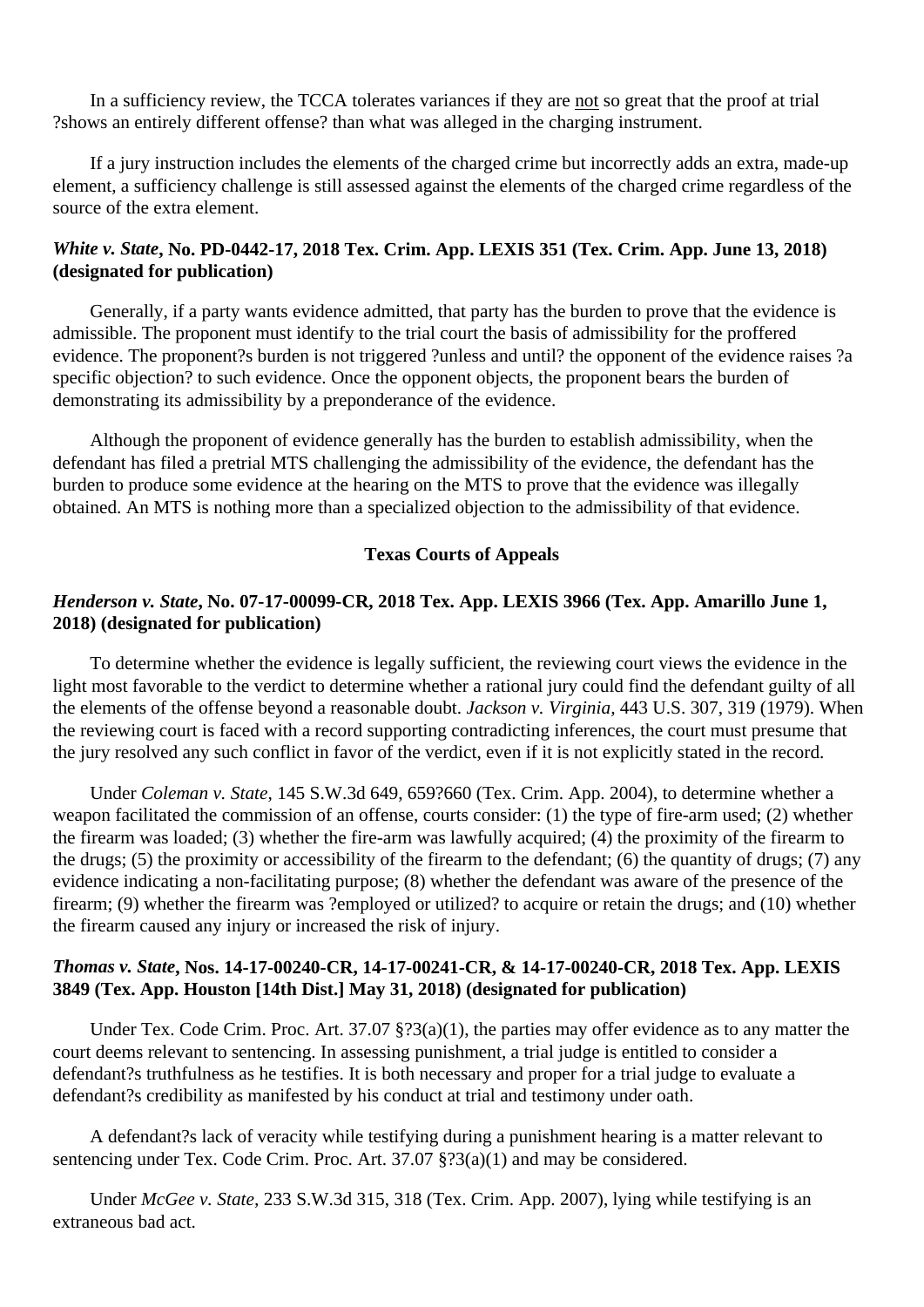In a sufficiency review, the TCCA tolerates variances if they are not so great that the proof at trial ?shows an entirely different offense? than what was alleged in the charging instrument.

If a jury instruction includes the elements of the charged crime but incorrectly adds an extra, made-up element, a sufficiency challenge is still assessed against the elements of the charged crime regardless of the source of the extra element.

### *White v. State*, No. PD-0442-17, 2018 Tex. Crim. App. LEXIS 351 (Tex. Crim. App. June 13, 2018) (designated for publication)

Generally, if a party wants evidence admitted, that party has the burden to prove that the evidence is admissible. The proponent must identify to the trial court the basis of admissibility for the proffered evidence. The proponent?s burden is not triggered ?unless and until? the opponent of the evidence raises ?a specific objection? to such evidence. Once the opponent objects, the proponent bears the burden of demonstrating its admissibility by a preponderance of the evidence.

Although the proponent of evidence generally has the burden to establish admissibility, when the defendant has filed a pretrial MTS challenging the admissibility of the evidence, the defendant has the burden to produce some evidence at the hearing on the MTS to prove that the evidence was illegally obtained. An MTS is nothing more than a specialized objection to the admissibility of that evidence.

## Texas Courts of Appeals

### *Henderson v. State*, No. 07-17-00099-CR, 2018 Tex. App. LEXIS 3966 (Tex. App. Amarillo June 1, 2018) (designated for publication)

To determine whether the evidence is legally sufficient, the reviewing court views the evidence in the light most favorable to the verdict to determine whether a rational jury could find the defendant guilty of all the elements of the offense beyond a reasonable doubt. *Jackson v. Virginia*, 443 U.S. 307, 319 (1979). When the reviewing court is faced with a record supporting contradicting inferences, the court must presume that the jury resolved any such conflict in favor of the verdict, even if it is not explicitly stated in the record.

Under *Coleman v. State*, 145 S.W.3d 649, 659?660 (Tex. Crim. App. 2004), to determine whether a weapon facilitated the commission of an offense, courts consider: (1) the type of fire-arm used; (2) whether the firearm was loaded; (3) whether the fire-arm was lawfully acquired; (4) the proximity of the firearm to the drugs; (5) the proximity or accessibility of the firearm to the defendant; (6) the quantity of drugs; (7) any evidence indicating a non-facilitating purpose; (8) whether the defendant was aware of the presence of the firearm; (9) whether the firearm was ?employed or utilized? to acquire or retain the drugs; and (10) whether the firearm caused any injury or increased the risk of injury.

### *Thomas v. State*, Nos. 14-17-00240-CR, 14-17-00241-CR, & 14-17-00240-CR, 2018 Tex. App. LEXIS 3849 (Tex. App. Houston [14th Dist.] May 31, 2018) (designated for publication)

Under Tex. Code Crim. Proc. Art. 37.07 §?3(a)(1), the parties may offer evidence as to any matter the court deems relevant to sentencing. In assessing punishment, a trial judge is entitled to consider a defendant?s truthfulness as he testifies. It is both necessary and proper for a trial judge to evaluate a defendant?s credibility as manifested by his conduct at trial and testimony under oath.

A defendant?s lack of veracity while testifying during a punishment hearing is a matter relevant to sentencing under Tex. Code Crim. Proc. Art. 37.07 §?3(a)(1) and may be considered.

Under *McGee v. State*, 233 S.W.3d 315, 318 (Tex. Crim. App. 2007), lying while testifying is an extraneous bad act.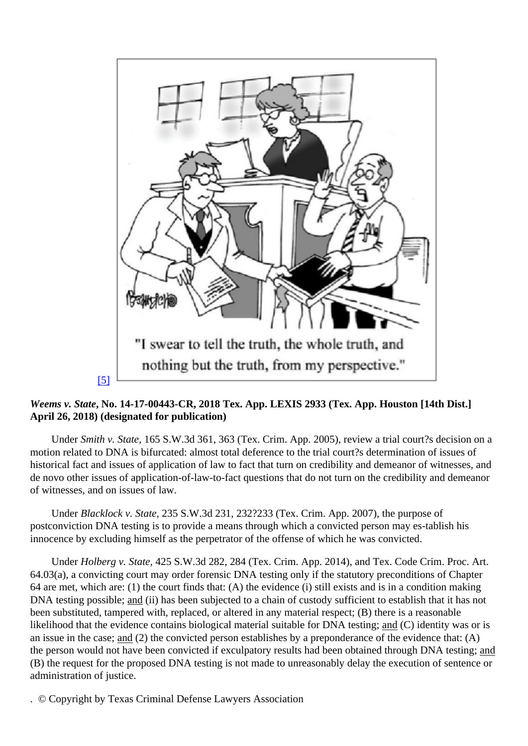[5]

***Weems v. State*, No. 14-17-00443-CR, 2018 Tex. App. LEXIS 2933 (Tex. App. Houston [14th Dist.] April 26, 2018) (designated for publication)**

Under *Smith v. State*, 165 S.W.3d 361, 363 (Tex. Crim. App. 2005), review a trial court?s decision on a motion related to DNA is bifurcated: almost total deference to the trial court?s determination of issues of historical fact and issues of application of law to fact that turn on credibility and demeanor of witnesses, and de novo other issues of application-of-law-to-fact questions that do not turn on the credibility and demeanor of witnesses, and on issues of law.

Under *Blacklock v. State*, 235 S.W.3d 231, 232?233 (Tex. Crim. App. 2007), the purpose of postconviction DNA testing is to provide a means through which a convicted person may es-tablish his innocence by excluding himself as the perpetrator of the offense of which he was convicted.

Under *Holberg v. State*, 425 S.W.3d 282, 284 (Tex. Crim. App. 2014), and Tex. Code Crim. Proc. Art. 64.03(a), a convicting court may order forensic DNA testing only if the statutory preconditions of Chapter 64 are met, which are: (1) the court finds that: (A) the evidence (i) still exists and is in a condition making DNA testing possible; <u>and</u> (ii) has been subjected to a chain of custody sufficient to establish that it has not been substituted, tampered with, replaced, or altered in any material respect; (B) there is a reasonable likelihood that the evidence contains biological material suitable for DNA testing; <u>and</u> (C) identity was or is an issue in the case; <u>and</u> (2) the convicted person establishes by a preponderance of the evidence that: (A) the person would not have been convicted if exculpatory results had been obtained through DNA testing; <u>and</u> (B) the request for the proposed DNA testing is not made to unreasonably delay the execution of sentence or administration of justice.

. © Copyright by Texas Criminal Defense Lawyers Association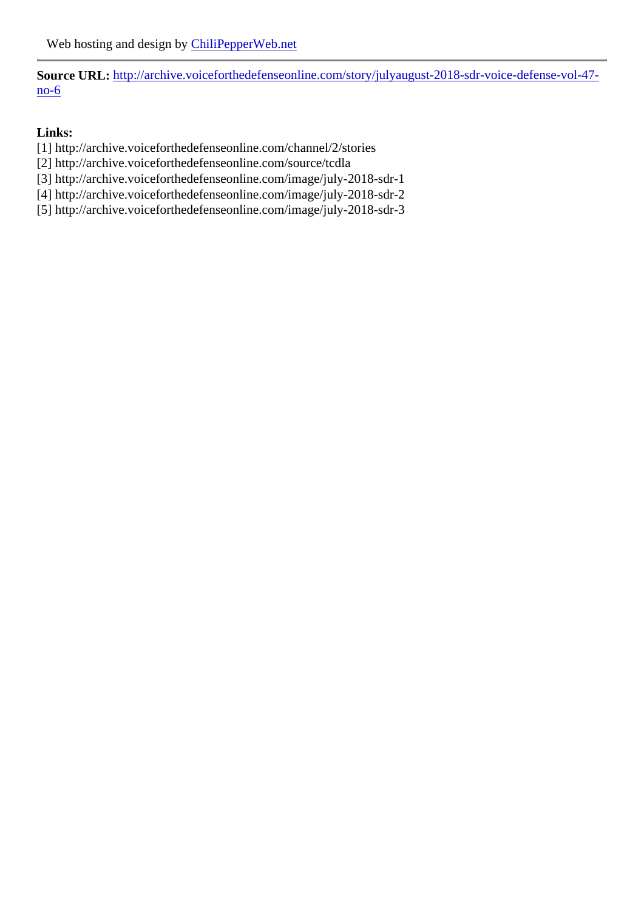Web hosting and design by [ChiliPepperWeb.net](ChiliPepperWeb.net)

---

**Source URL:** [http://archive.voiceforthedefenseonline.com/story/julyaugust-2018-sdr-voice-defense-vol-47-no-6](http://archive.voiceforthedefenseonline.com/story/julyaugust-2018-sdr-voice-defense-vol-47-no-6)

**Links:**
[1] http://archive.voiceforthedefenseonline.com/channel/2/stories
[2] http://archive.voiceforthedefenseonline.com/source/tcdla
[3] http://archive.voiceforthedefenseonline.com/image/july-2018-sdr-1
[4] http://archive.voiceforthedefenseonline.com/image/july-2018-sdr-2
[5] http://archive.voiceforthedefenseonline.com/image/july-2018-sdr-3